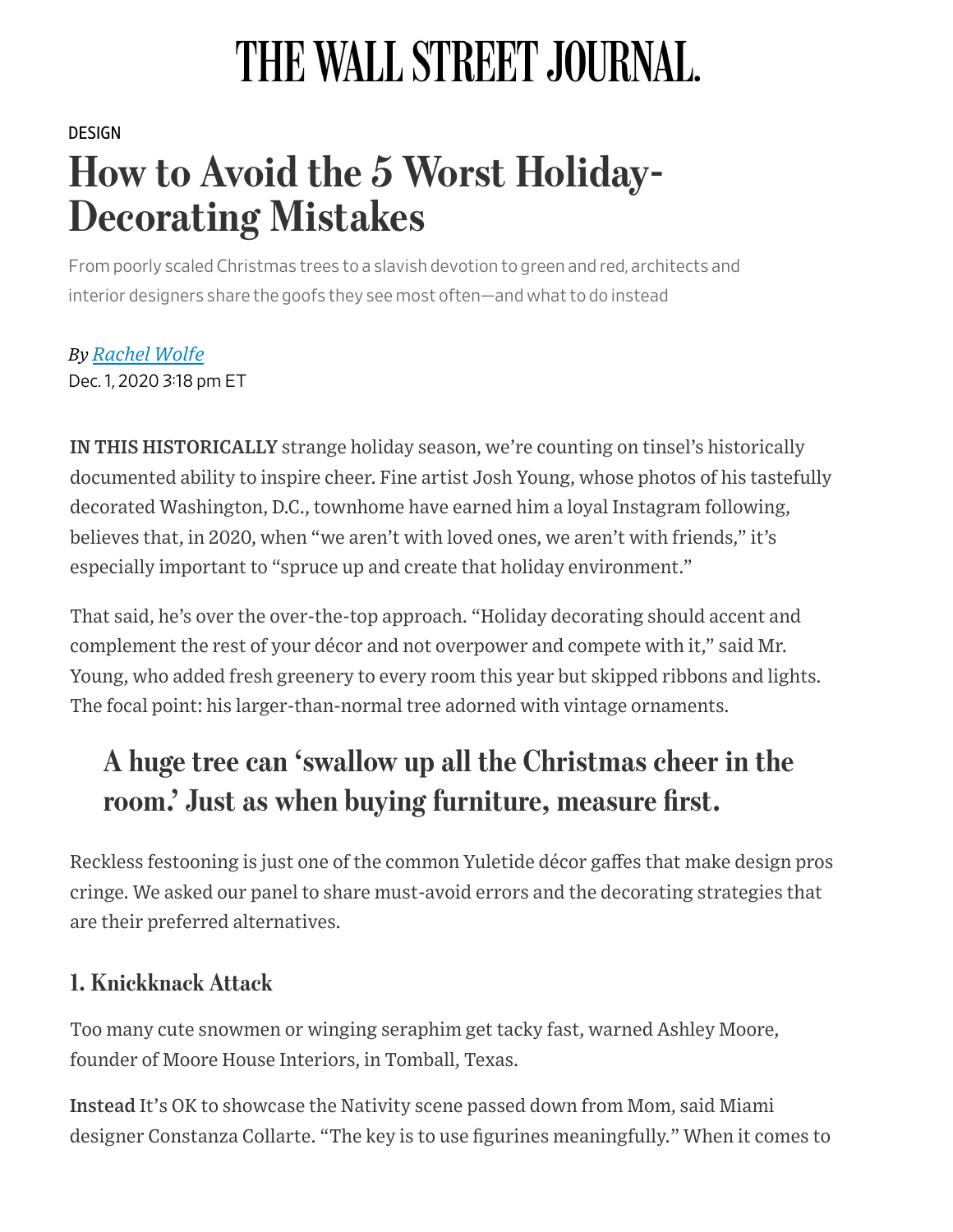# THE WALL STREET JOURNAL.

DESIGN

## How to Avoid the 5 Worst Holiday-Decorating Mistakes

From poorly scaled Christmas trees to a slavish devotion to green and red, architects and interior designers share the goofs they see most often—and what to do instead

*By [Rachel Wolfe]*

Dec. 1, 2020 3:18 pm ET

**IN THIS HISTORICALLY** strange holiday season, we're counting on tinsel's historically documented ability to inspire cheer. Fine artist Josh Young, whose photos of his tastefully decorated Washington, D.C., townhome have earned him a loyal Instagram following, believes that, in 2020, when "we aren't with loved ones, we aren't with friends," it's especially important to "spruce up and create that holiday environment."

That said, he's over the over-the-top approach. "Holiday decorating should accent and complement the rest of your décor and not overpower and compete with it," said Mr. Young, who added fresh greenery to every room this year but skipped ribbons and lights. The focal point: his larger-than-normal tree adorned with vintage ornaments.

> **A huge tree can 'swallow up all the Christmas cheer in the room.' Just as when buying furniture, measure first.**

Reckless festooning is just one of the common Yuletide décor gaffes that make design pros cringe. We asked our panel to share must-avoid errors and the decorating strategies that are their preferred alternatives.

### 1. Knickknack Attack

Too many cute snowmen or winging seraphim get tacky fast, warned Ashley Moore, founder of Moore House Interiors, in Tomball, Texas.

**Instead** It's OK to showcase the Nativity scene passed down from Mom, said Miami designer Constanza Collarte. "The key is to use figurines meaningfully." When it comes to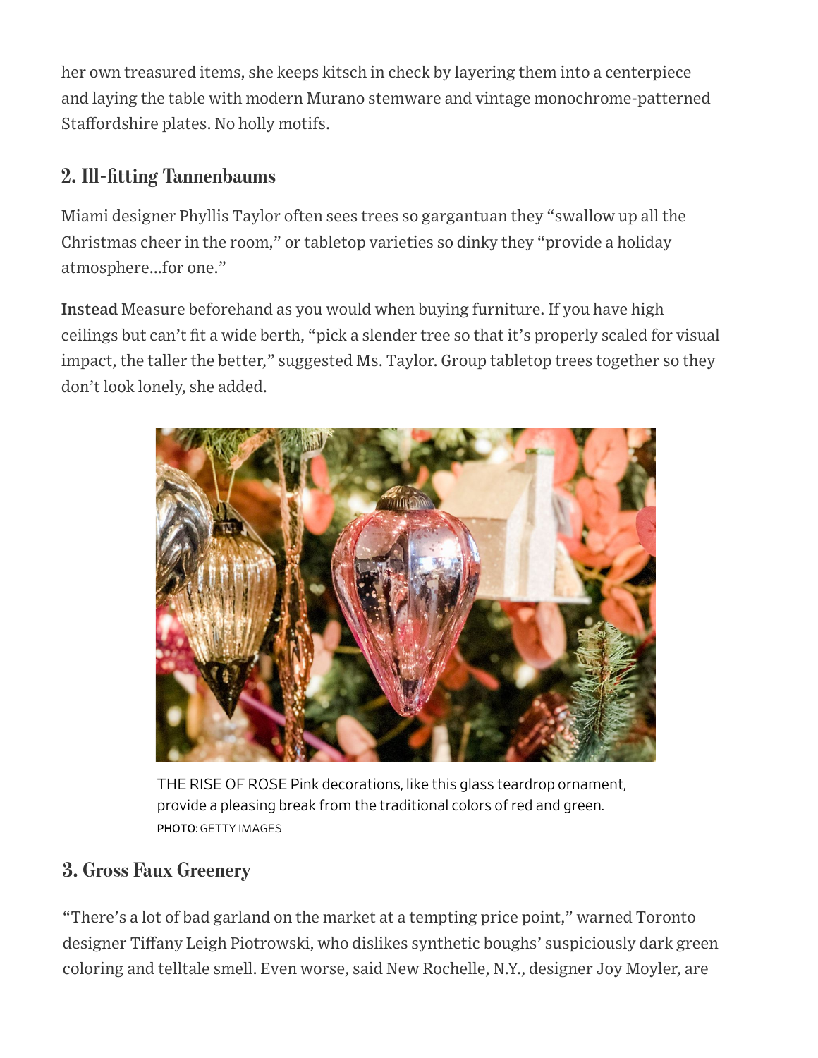her own treasured items, she keeps kitsch in check by layering them into a centerpiece and laying the table with modern Murano stemware and vintage monochrome-patterned Staffordshire plates. No holly motifs.

## 2. Ill-fitting Tannenbaums

Miami designer Phyllis Taylor often sees trees so gargantuan they "swallow up all the Christmas cheer in the room," or tabletop varieties so dinky they "provide a holiday atmosphere…for one."

**Instead** Measure beforehand as you would when buying furniture. If you have high ceilings but can't fit a wide berth, "pick a slender tree so that it's properly scaled for visual impact, the taller the better," suggested Ms. Taylor. Group tabletop trees together so they don't look lonely, she added.

THE RISE OF ROSE Pink decorations, like this glass teardrop ornament, provide a pleasing break from the traditional colors of red and green.
PHOTO: GETTY IMAGES

## 3. Gross Faux Greenery

"There's a lot of bad garland on the market at a tempting price point," warned Toronto designer Tiffany Leigh Piotrowski, who dislikes synthetic boughs' suspiciously dark green coloring and telltale smell. Even worse, said New Rochelle, N.Y., designer Joy Moyler, are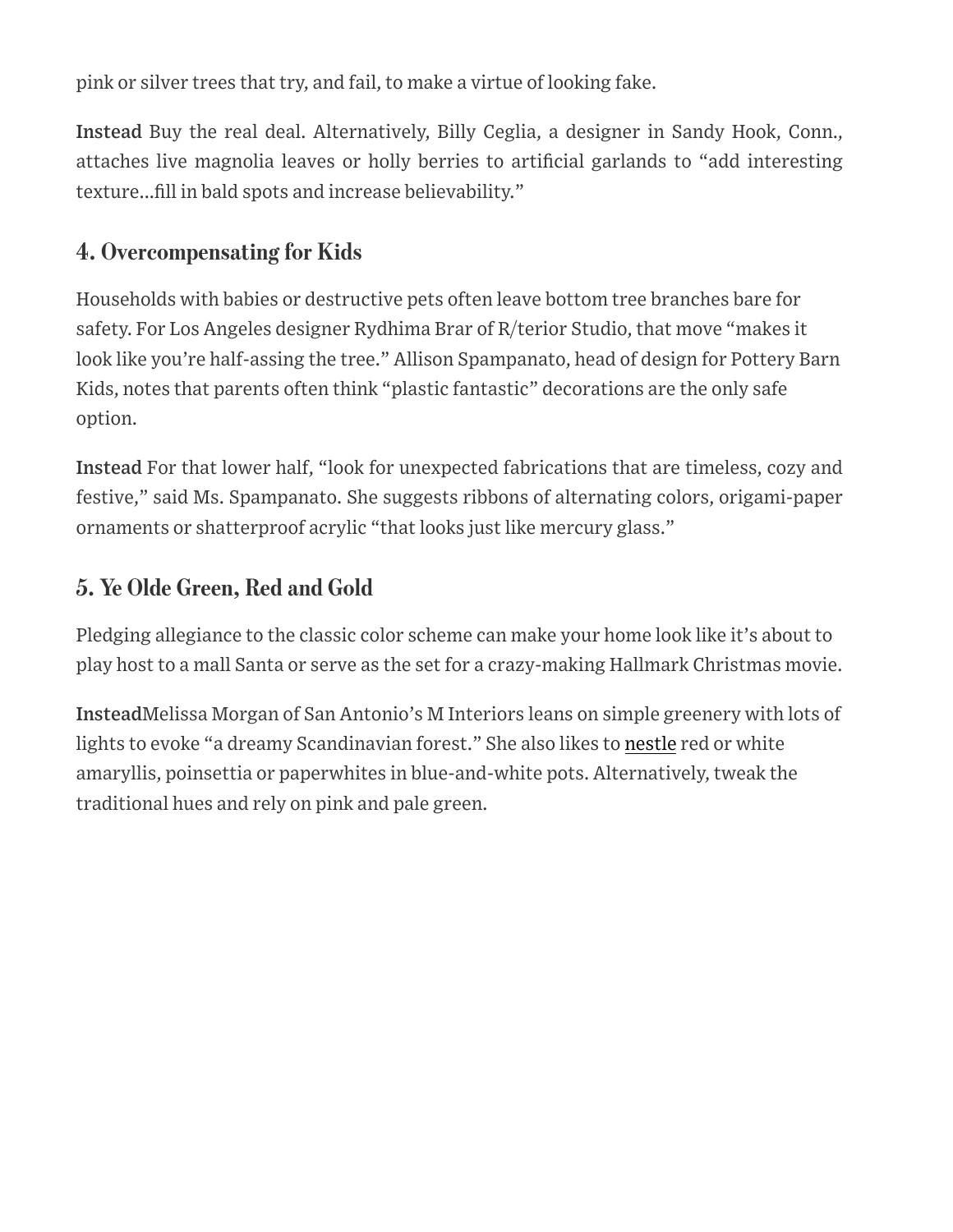pink or silver trees that try, and fail, to make a virtue of looking fake.

**Instead** Buy the real deal. Alternatively, Billy Ceglia, a designer in Sandy Hook, Conn., attaches live magnolia leaves or holly berries to artificial garlands to "add interesting texture...fill in bald spots and increase believability."

## 4. Overcompensating for Kids

Households with babies or destructive pets often leave bottom tree branches bare for safety. For Los Angeles designer Rydhima Brar of R/terior Studio, that move "makes it look like you're half-assing the tree." Allison Spampanato, head of design for Pottery Barn Kids, notes that parents often think "plastic fantastic" decorations are the only safe option.

**Instead** For that lower half, "look for unexpected fabrications that are timeless, cozy and festive," said Ms. Spampanato. She suggests ribbons of alternating colors, origami-paper ornaments or shatterproof acrylic "that looks just like mercury glass."

## 5. Ye Olde Green, Red and Gold

Pledging allegiance to the classic color scheme can make your home look like it's about to play host to a mall Santa or serve as the set for a crazy-making Hallmark Christmas movie.

**Instead**Melissa Morgan of San Antonio's M Interiors leans on simple greenery with lots of lights to evoke "a dreamy Scandinavian forest." She also likes to nestle red or white amaryllis, poinsettia or paperwhites in blue-and-white pots. Alternatively, tweak the traditional hues and rely on pink and pale green.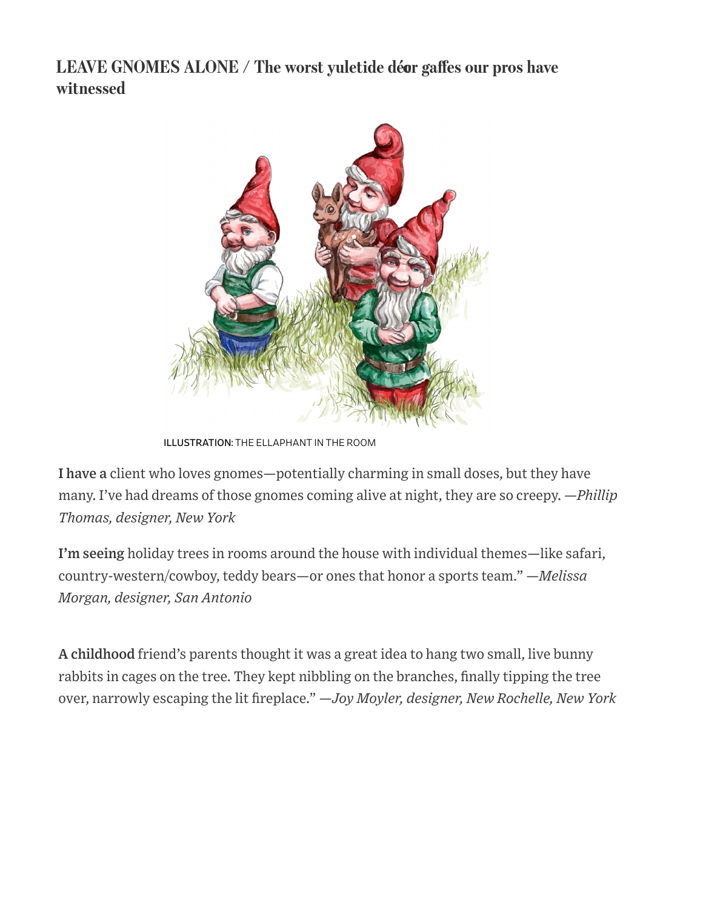**LEAVE GNOMES ALONE / The worst yuletide décor gaffes our pros have witnessed**

ILLUSTRATION: THE ELLAPHANT IN THE ROOM

**I have a** client who loves gnomes—potentially charming in small doses, but they have many. I've had dreams of those gnomes coming alive at night, they are so creepy. —*Phillip Thomas, designer, New York*

**I'm seeing** holiday trees in rooms around the house with individual themes—like safari, country-western/cowboy, teddy bears—or ones that honor a sports team." —*Melissa Morgan, designer, San Antonio*

**A childhood** friend's parents thought it was a great idea to hang two small, live bunny rabbits in cages on the tree. They kept nibbling on the branches, finally tipping the tree over, narrowly escaping the lit fireplace." —*Joy Moyler, designer, New Rochelle, New York*